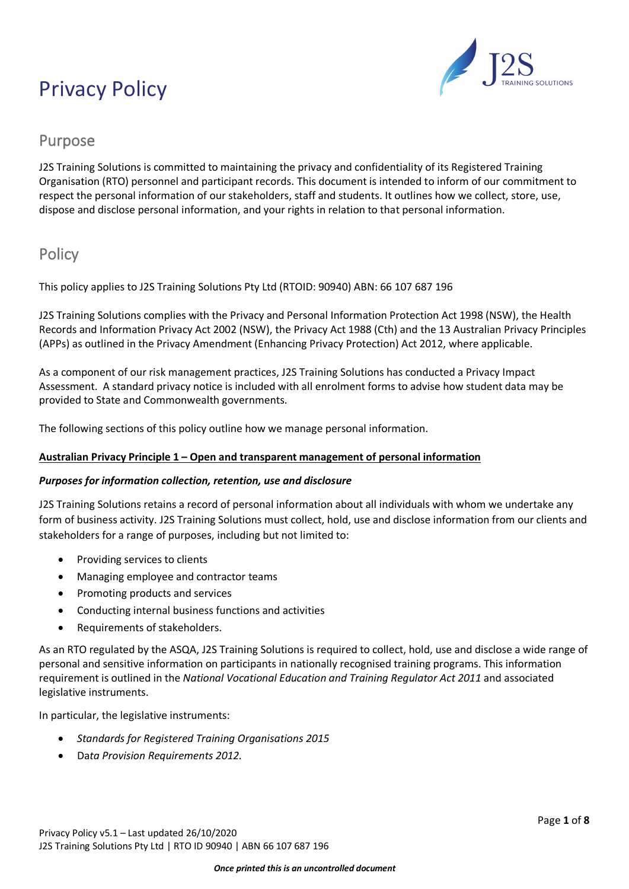# Privacy Policy

## Purpose

J2S Training Solutions is committed to maintaining the privacy and confidentiality of its Registered Training Organisation (RTO) personnel and participant records. This document is intended to inform of our commitment to respect the personal information of our stakeholders, staff and students. It outlines how we collect, store, use, dispose and disclose personal information, and your rights in relation to that personal information.

## Policy

This policy applies to J2S Training Solutions Pty Ltd (RTOID: 90940) ABN: 66 107 687 196

J2S Training Solutions complies with the Privacy and Personal Information Protection Act 1998 (NSW), the Health Records and Information Privacy Act 2002 (NSW), the Privacy Act 1988 (Cth) and the 13 Australian Privacy Principles (APPs) as outlined in the Privacy Amendment (Enhancing Privacy Protection) Act 2012, where applicable.

As a component of our risk management practices, J2S Training Solutions has conducted a Privacy Impact Assessment. A standard privacy notice is included with all enrolment forms to advise how student data may be provided to State and Commonwealth governments.

The following sections of this policy outline how we manage personal information.

**Australian Privacy Principle 1 – Open and transparent management of personal information**

***Purposes for information collection, retention, use and disclosure***

J2S Training Solutions retains a record of personal information about all individuals with whom we undertake any form of business activity. J2S Training Solutions must collect, hold, use and disclose information from our clients and stakeholders for a range of purposes, including but not limited to:

- Providing services to clients
- Managing employee and contractor teams
- Promoting products and services
- Conducting internal business functions and activities
- Requirements of stakeholders.

As an RTO regulated by the ASQA, J2S Training Solutions is required to collect, hold, use and disclose a wide range of personal and sensitive information on participants in nationally recognised training programs. This information requirement is outlined in the *National Vocational Education and Training Regulator Act 2011* and associated legislative instruments.

In particular, the legislative instruments:

- *Standards for Registered Training Organisations 2015*
- Data *Provision Requirements 2012.*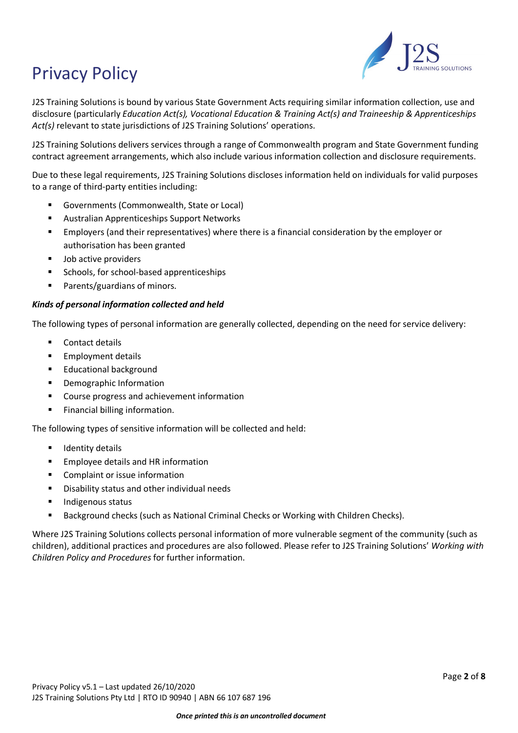# Privacy Policy

J2S Training Solutions is bound by various State Government Acts requiring similar information collection, use and disclosure (particularly *Education Act(s), Vocational Education & Training Act(s) and Traineeship & Apprenticeships Act(s)* relevant to state jurisdictions of J2S Training Solutions' operations.

J2S Training Solutions delivers services through a range of Commonwealth program and State Government funding contract agreement arrangements, which also include various information collection and disclosure requirements.

Due to these legal requirements, J2S Training Solutions discloses information held on individuals for valid purposes to a range of third-party entities including:

- Governments (Commonwealth, State or Local)
- Australian Apprenticeships Support Networks
- Employers (and their representatives) where there is a financial consideration by the employer or authorisation has been granted
- Job active providers
- Schools, for school-based apprenticeships
- Parents/guardians of minors.

***Kinds of personal information collected and held***

The following types of personal information are generally collected, depending on the need for service delivery:

- Contact details
- Employment details
- Educational background
- Demographic Information
- Course progress and achievement information
- Financial billing information.

The following types of sensitive information will be collected and held:

- Identity details
- Employee details and HR information
- Complaint or issue information
- Disability status and other individual needs
- Indigenous status
- Background checks (such as National Criminal Checks or Working with Children Checks).

Where J2S Training Solutions collects personal information of more vulnerable segment of the community (such as children), additional practices and procedures are also followed. Please refer to J2S Training Solutions' *Working with Children Policy and Procedures* for further information.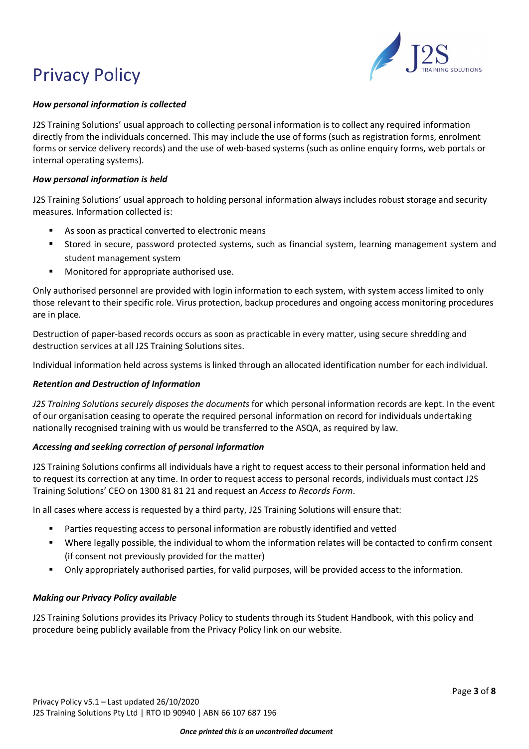# Privacy Policy

***How personal information is collected***

J2S Training Solutions' usual approach to collecting personal information is to collect any required information directly from the individuals concerned. This may include the use of forms (such as registration forms, enrolment forms or service delivery records) and the use of web-based systems (such as online enquiry forms, web portals or internal operating systems).

***How personal information is held***

J2S Training Solutions' usual approach to holding personal information always includes robust storage and security measures. Information collected is:

- As soon as practical converted to electronic means
- Stored in secure, password protected systems, such as financial system, learning management system and student management system
- Monitored for appropriate authorised use.

Only authorised personnel are provided with login information to each system, with system access limited to only those relevant to their specific role. Virus protection, backup procedures and ongoing access monitoring procedures are in place.

Destruction of paper-based records occurs as soon as practicable in every matter, using secure shredding and destruction services at all J2S Training Solutions sites.

Individual information held across systems is linked through an allocated identification number for each individual.

***Retention and Destruction of Information***

*J2S Training Solutions securely disposes the documents* for which personal information records are kept. In the event of our organisation ceasing to operate the required personal information on record for individuals undertaking nationally recognised training with us would be transferred to the ASQA, as required by law.

***Accessing and seeking correction of personal information***

J2S Training Solutions confirms all individuals have a right to request access to their personal information held and to request its correction at any time. In order to request access to personal records, individuals must contact J2S Training Solutions' CEO on 1300 81 81 21 and request an *Access to Records Form*.

In all cases where access is requested by a third party, J2S Training Solutions will ensure that:

- Parties requesting access to personal information are robustly identified and vetted
- Where legally possible, the individual to whom the information relates will be contacted to confirm consent (if consent not previously provided for the matter)
- Only appropriately authorised parties, for valid purposes, will be provided access to the information.

***Making our Privacy Policy available***

J2S Training Solutions provides its Privacy Policy to students through its Student Handbook, with this policy and procedure being publicly available from the Privacy Policy link on our website.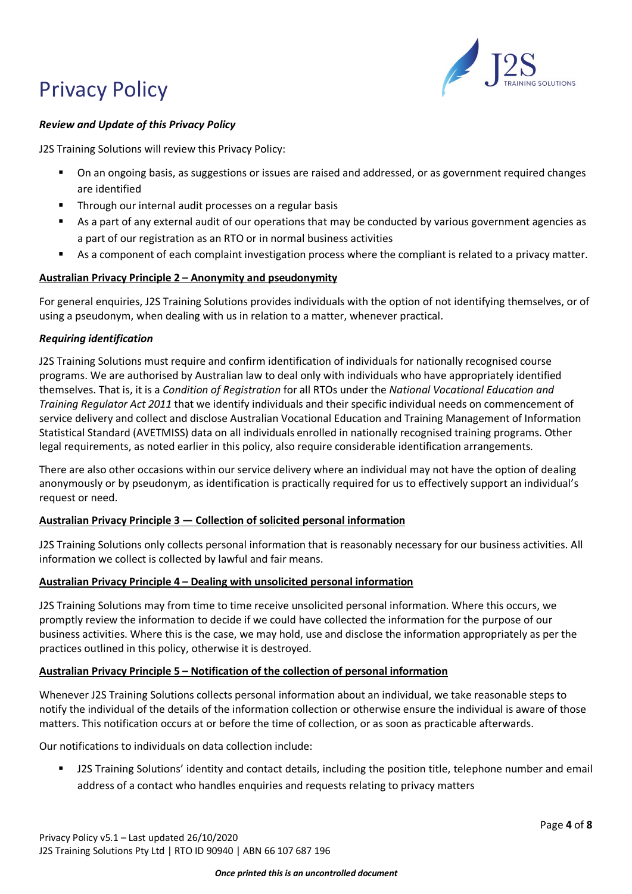# Privacy Policy

***Review and Update of this Privacy Policy***

J2S Training Solutions will review this Privacy Policy:

- On an ongoing basis, as suggestions or issues are raised and addressed, or as government required changes are identified
- Through our internal audit processes on a regular basis
- As a part of any external audit of our operations that may be conducted by various government agencies as a part of our registration as an RTO or in normal business activities
- As a component of each complaint investigation process where the compliant is related to a privacy matter.

## Australian Privacy Principle 2 – Anonymity and pseudonymity

For general enquiries, J2S Training Solutions provides individuals with the option of not identifying themselves, or of using a pseudonym, when dealing with us in relation to a matter, whenever practical.

***Requiring identification***

J2S Training Solutions must require and confirm identification of individuals for nationally recognised course programs. We are authorised by Australian law to deal only with individuals who have appropriately identified themselves. That is, it is a *Condition of Registration* for all RTOs under the *National Vocational Education and Training Regulator Act 2011* that we identify individuals and their specific individual needs on commencement of service delivery and collect and disclose Australian Vocational Education and Training Management of Information Statistical Standard (AVETMISS) data on all individuals enrolled in nationally recognised training programs. Other legal requirements, as noted earlier in this policy, also require considerable identification arrangements.

There are also other occasions within our service delivery where an individual may not have the option of dealing anonymously or by pseudonym, as identification is practically required for us to effectively support an individual's request or need.

## Australian Privacy Principle 3 — Collection of solicited personal information

J2S Training Solutions only collects personal information that is reasonably necessary for our business activities. All information we collect is collected by lawful and fair means.

## Australian Privacy Principle 4 – Dealing with unsolicited personal information

J2S Training Solutions may from time to time receive unsolicited personal information. Where this occurs, we promptly review the information to decide if we could have collected the information for the purpose of our business activities. Where this is the case, we may hold, use and disclose the information appropriately as per the practices outlined in this policy, otherwise it is destroyed.

## Australian Privacy Principle 5 – Notification of the collection of personal information

Whenever J2S Training Solutions collects personal information about an individual, we take reasonable steps to notify the individual of the details of the information collection or otherwise ensure the individual is aware of those matters. This notification occurs at or before the time of collection, or as soon as practicable afterwards.

Our notifications to individuals on data collection include:

- J2S Training Solutions' identity and contact details, including the position title, telephone number and email address of a contact who handles enquiries and requests relating to privacy matters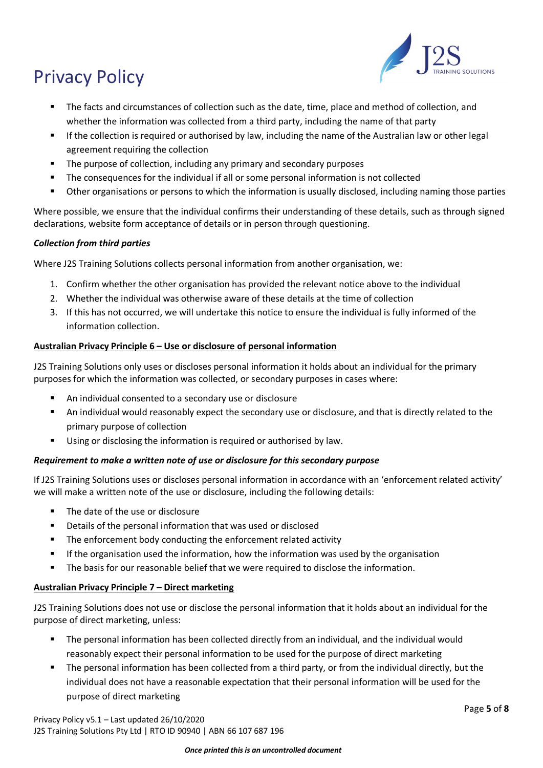- The facts and circumstances of collection such as the date, time, place and method of collection, and whether the information was collected from a third party, including the name of that party
- If the collection is required or authorised by law, including the name of the Australian law or other legal agreement requiring the collection
- The purpose of collection, including any primary and secondary purposes
- The consequences for the individual if all or some personal information is not collected
- Other organisations or persons to which the information is usually disclosed, including naming those parties

Where possible, we ensure that the individual confirms their understanding of these details, such as through signed declarations, website form acceptance of details or in person through questioning.

***Collection from third parties***

Where J2S Training Solutions collects personal information from another organisation, we:

1. Confirm whether the other organisation has provided the relevant notice above to the individual
2. Whether the individual was otherwise aware of these details at the time of collection
3. If this has not occurred, we will undertake this notice to ensure the individual is fully informed of the information collection.

**<u>Australian Privacy Principle 6 – Use or disclosure of personal information</u>**

J2S Training Solutions only uses or discloses personal information it holds about an individual for the primary purposes for which the information was collected, or secondary purposes in cases where:

- An individual consented to a secondary use or disclosure
- An individual would reasonably expect the secondary use or disclosure, and that is directly related to the primary purpose of collection
- Using or disclosing the information is required or authorised by law.

***Requirement to make a written note of use or disclosure for this secondary purpose***

If J2S Training Solutions uses or discloses personal information in accordance with an 'enforcement related activity' we will make a written note of the use or disclosure, including the following details:

- The date of the use or disclosure
- Details of the personal information that was used or disclosed
- The enforcement body conducting the enforcement related activity
- If the organisation used the information, how the information was used by the organisation
- The basis for our reasonable belief that we were required to disclose the information.

**<u>Australian Privacy Principle 7 – Direct marketing</u>**

J2S Training Solutions does not use or disclose the personal information that it holds about an individual for the purpose of direct marketing, unless:

- The personal information has been collected directly from an individual, and the individual would reasonably expect their personal information to be used for the purpose of direct marketing
- The personal information has been collected from a third party, or from the individual directly, but the individual does not have a reasonable expectation that their personal information will be used for the purpose of direct marketing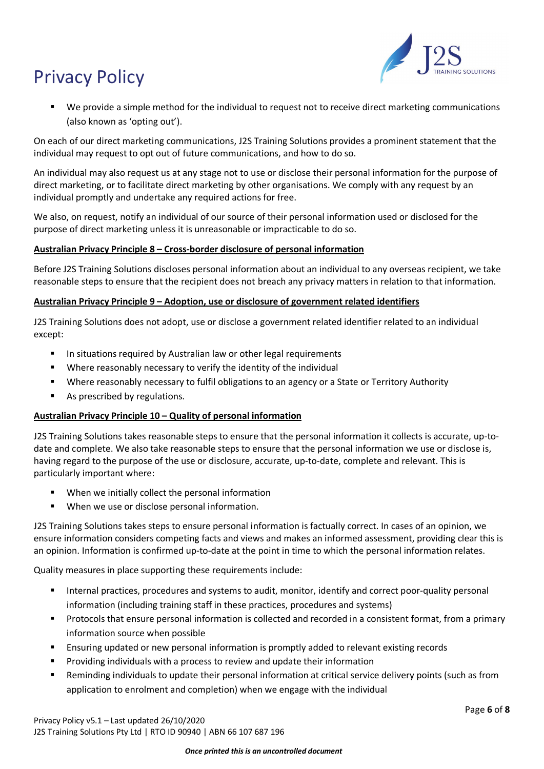- We provide a simple method for the individual to request not to receive direct marketing communications (also known as 'opting out').

On each of our direct marketing communications, J2S Training Solutions provides a prominent statement that the individual may request to opt out of future communications, and how to do so.

An individual may also request us at any stage not to use or disclose their personal information for the purpose of direct marketing, or to facilitate direct marketing by other organisations. We comply with any request by an individual promptly and undertake any required actions for free.

We also, on request, notify an individual of our source of their personal information used or disclosed for the purpose of direct marketing unless it is unreasonable or impracticable to do so.

**Australian Privacy Principle 8 – Cross-border disclosure of personal information**

Before J2S Training Solutions discloses personal information about an individual to any overseas recipient, we take reasonable steps to ensure that the recipient does not breach any privacy matters in relation to that information.

**Australian Privacy Principle 9 – Adoption, use or disclosure of government related identifiers**

J2S Training Solutions does not adopt, use or disclose a government related identifier related to an individual except:

- In situations required by Australian law or other legal requirements
- Where reasonably necessary to verify the identity of the individual
- Where reasonably necessary to fulfil obligations to an agency or a State or Territory Authority
- As prescribed by regulations.

**Australian Privacy Principle 10 – Quality of personal information**

J2S Training Solutions takes reasonable steps to ensure that the personal information it collects is accurate, up-to-date and complete. We also take reasonable steps to ensure that the personal information we use or disclose is, having regard to the purpose of the use or disclosure, accurate, up-to-date, complete and relevant. This is particularly important where:

- When we initially collect the personal information
- When we use or disclose personal information.

J2S Training Solutions takes steps to ensure personal information is factually correct. In cases of an opinion, we ensure information considers competing facts and views and makes an informed assessment, providing clear this is an opinion. Information is confirmed up-to-date at the point in time to which the personal information relates.

Quality measures in place supporting these requirements include:

- Internal practices, procedures and systems to audit, monitor, identify and correct poor-quality personal information (including training staff in these practices, procedures and systems)
- Protocols that ensure personal information is collected and recorded in a consistent format, from a primary information source when possible
- Ensuring updated or new personal information is promptly added to relevant existing records
- Providing individuals with a process to review and update their information
- Reminding individuals to update their personal information at critical service delivery points (such as from application to enrolment and completion) when we engage with the individual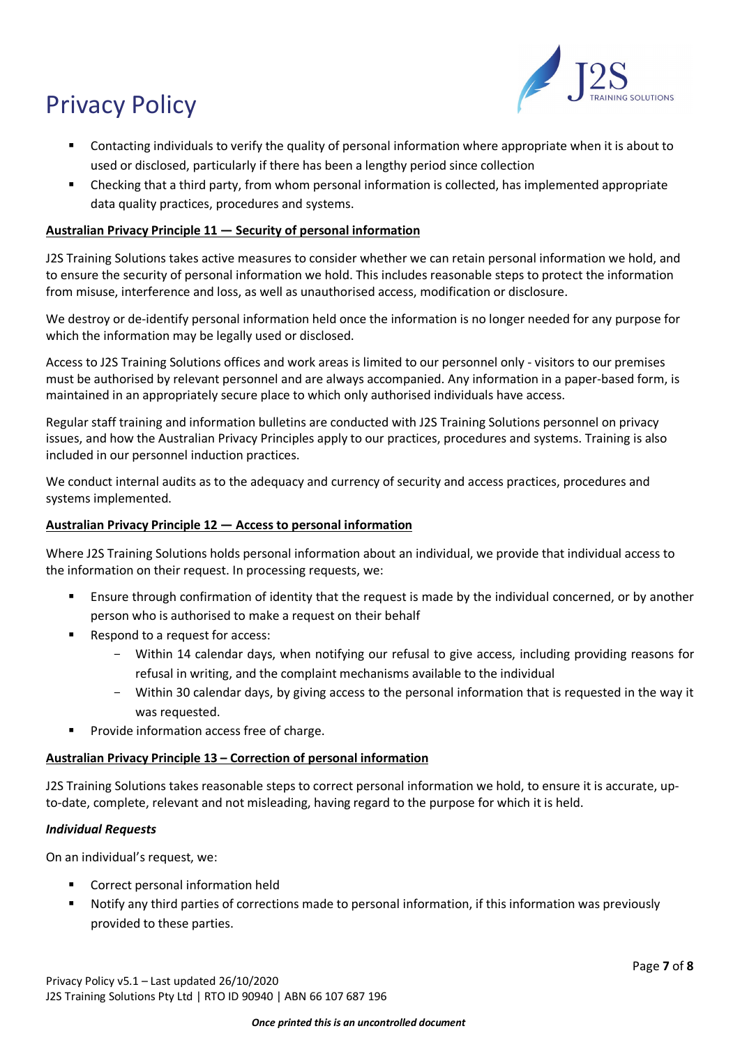- Contacting individuals to verify the quality of personal information where appropriate when it is about to used or disclosed, particularly if there has been a lengthy period since collection
- Checking that a third party, from whom personal information is collected, has implemented appropriate data quality practices, procedures and systems.

**<u>Australian Privacy Principle 11 — Security of personal information</u>**

J2S Training Solutions takes active measures to consider whether we can retain personal information we hold, and to ensure the security of personal information we hold. This includes reasonable steps to protect the information from misuse, interference and loss, as well as unauthorised access, modification or disclosure.

We destroy or de-identify personal information held once the information is no longer needed for any purpose for which the information may be legally used or disclosed.

Access to J2S Training Solutions offices and work areas is limited to our personnel only - visitors to our premises must be authorised by relevant personnel and are always accompanied. Any information in a paper-based form, is maintained in an appropriately secure place to which only authorised individuals have access.

Regular staff training and information bulletins are conducted with J2S Training Solutions personnel on privacy issues, and how the Australian Privacy Principles apply to our practices, procedures and systems. Training is also included in our personnel induction practices.

We conduct internal audits as to the adequacy and currency of security and access practices, procedures and systems implemented.

**<u>Australian Privacy Principle 12 — Access to personal information</u>**

Where J2S Training Solutions holds personal information about an individual, we provide that individual access to the information on their request. In processing requests, we:

- Ensure through confirmation of identity that the request is made by the individual concerned, or by another person who is authorised to make a request on their behalf
- Respond to a request for access:
  - Within 14 calendar days, when notifying our refusal to give access, including providing reasons for refusal in writing, and the complaint mechanisms available to the individual
  - Within 30 calendar days, by giving access to the personal information that is requested in the way it was requested.
- Provide information access free of charge.

**<u>Australian Privacy Principle 13 – Correction of personal information</u>**

J2S Training Solutions takes reasonable steps to correct personal information we hold, to ensure it is accurate, up-to-date, complete, relevant and not misleading, having regard to the purpose for which it is held.

***Individual Requests***

On an individual's request, we:

- Correct personal information held
- Notify any third parties of corrections made to personal information, if this information was previously provided to these parties.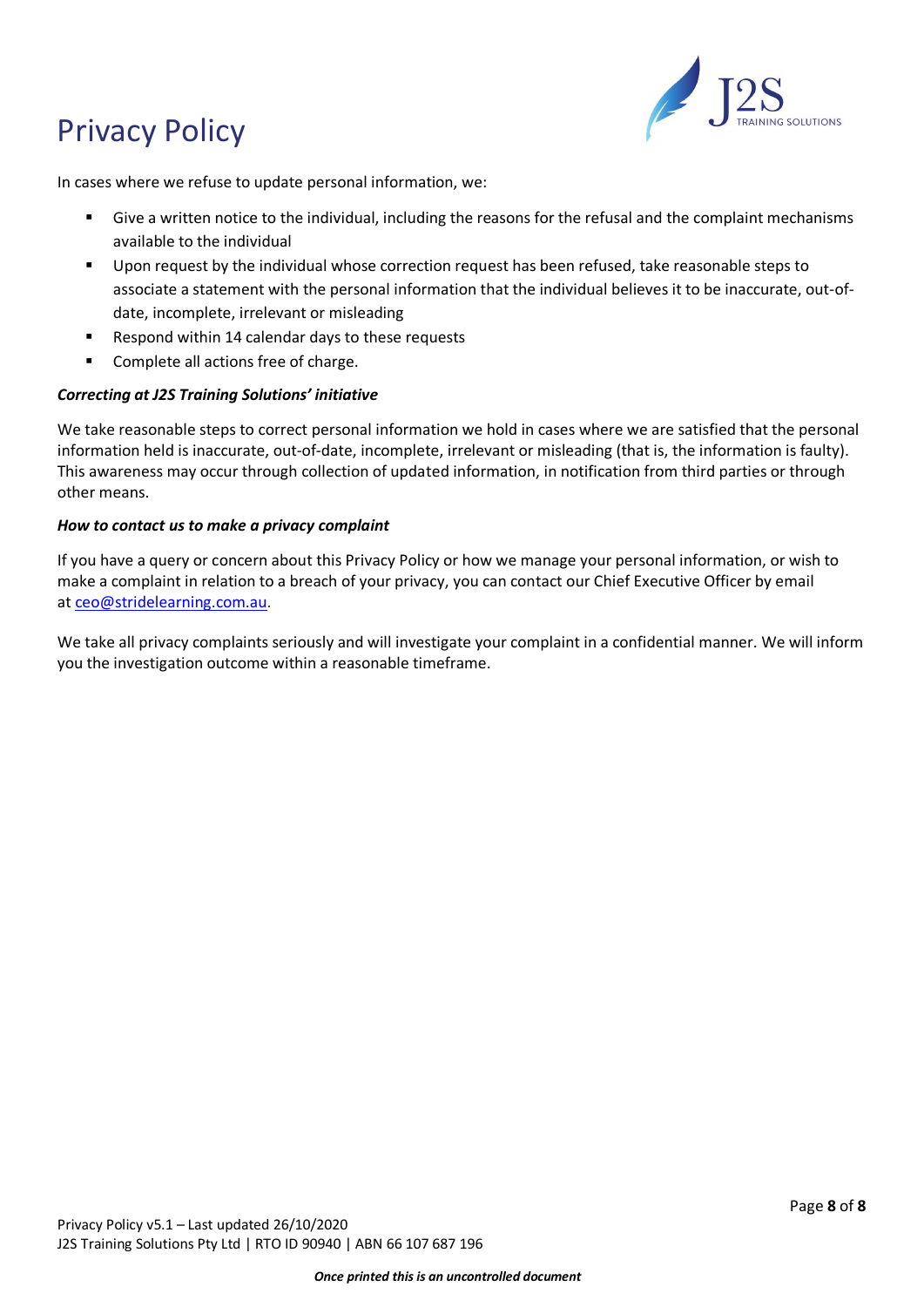In cases where we refuse to update personal information, we:

- Give a written notice to the individual, including the reasons for the refusal and the complaint mechanisms available to the individual
- Upon request by the individual whose correction request has been refused, take reasonable steps to associate a statement with the personal information that the individual believes it to be inaccurate, out-of-date, incomplete, irrelevant or misleading
- Respond within 14 calendar days to these requests
- Complete all actions free of charge.

***Correcting at J2S Training Solutions' initiative***

We take reasonable steps to correct personal information we hold in cases where we are satisfied that the personal information held is inaccurate, out-of-date, incomplete, irrelevant or misleading (that is, the information is faulty). This awareness may occur through collection of updated information, in notification from third parties or through other means.

***How to contact us to make a privacy complaint***

If you have a query or concern about this Privacy Policy or how we manage your personal information, or wish to make a complaint in relation to a breach of your privacy, you can contact our Chief Executive Officer by email at ceo@stridelearning.com.au.

We take all privacy complaints seriously and will investigate your complaint in a confidential manner. We will inform you the investigation outcome within a reasonable timeframe.